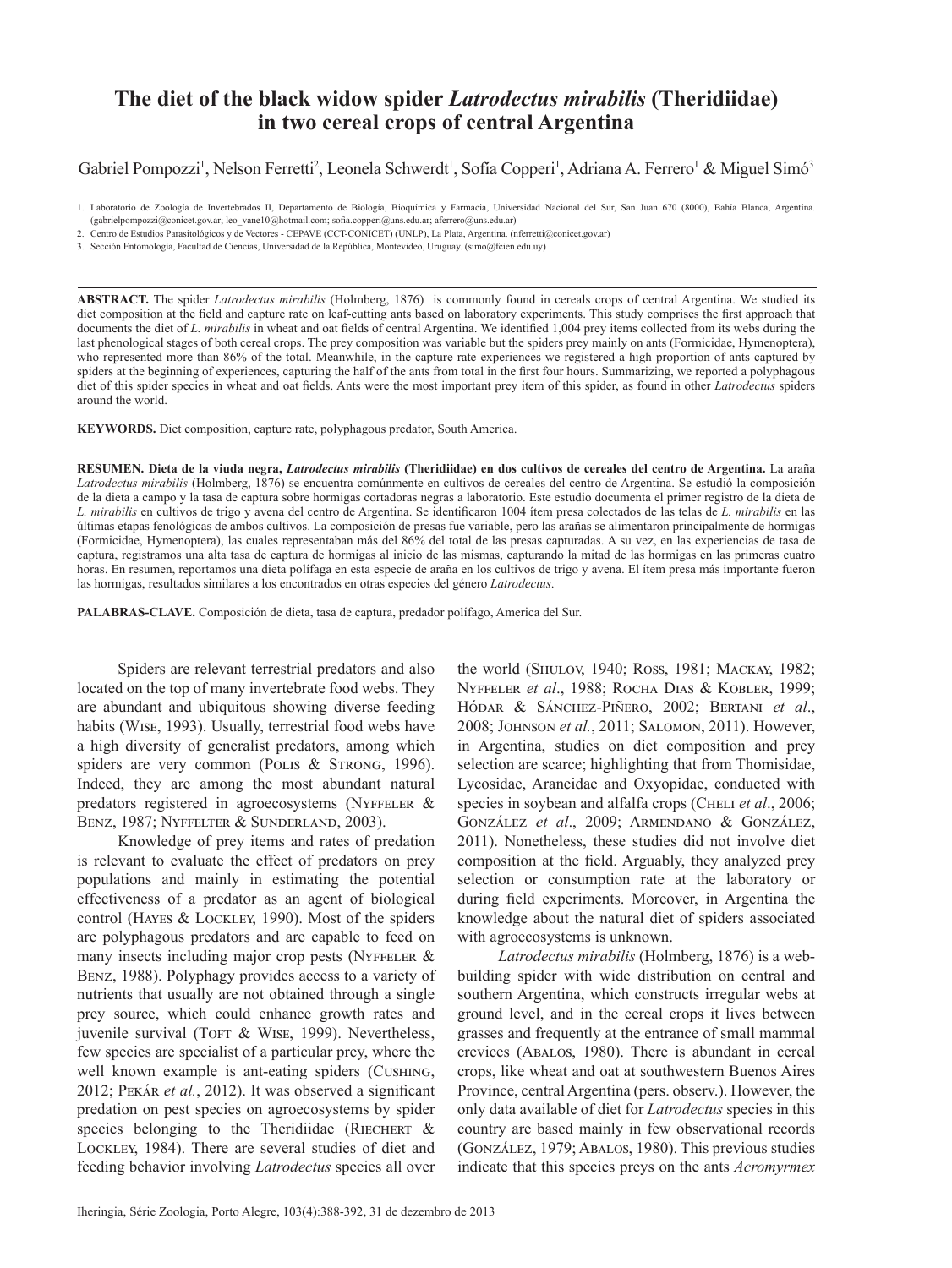# The diet of the black widow spider *Latrodectus mirabilis* (Theridiidae) in two cereal crops of central Argentina

Gabriel Pompozzi[1], Nelson Ferretti[2], Leonela Schwerdt[1], Sofía Copperi[1], Adriana A. Ferrero[1] & Miguel Simó[3]

1. Laboratorio de Zoología de Invertebrados II, Departamento de Biología, Bioquímica y Farmacia, Universidad Nacional del Sur, San Juan 670 (8000), Bahía Blanca, Argentina. (gabrielpompozzi@conicet.gov.ar; leo_vane10@hotmail.com; sofia.copperi@uns.edu.ar; aferrero@uns.edu.ar)
2. Centro de Estudios Parasitológicos y de Vectores - CEPAVE (CCT-CONICET) (UNLP), La Plata, Argentina. (nferretti@conicet.gov.ar)
3. Sección Entomología, Facultad de Ciencias, Universidad de la República, Montevideo, Uruguay. (simo@fcien.edu.uy)

**ABSTRACT.** The spider *Latrodectus mirabilis* (Holmberg, 1876) is commonly found in cereals crops of central Argentina. We studied its diet composition at the field and capture rate on leaf-cutting ants based on laboratory experiments. This study comprises the first approach that documents the diet of *L. mirabilis* in wheat and oat fields of central Argentina. We identified 1,004 prey items collected from its webs during the last phenological stages of both cereal crops. The prey composition was variable but the spiders prey mainly on ants (Formicidae, Hymenoptera), who represented more than 86% of the total. Meanwhile, in the capture rate experiences we registered a high proportion of ants captured by spiders at the beginning of experiences, capturing the half of the ants from total in the first four hours. Summarizing, we reported a polyphagous diet of this spider species in wheat and oat fields. Ants were the most important prey item of this spider, as found in other *Latrodectus* spiders around the world.

**KEYWORDS.** Diet composition, capture rate, polyphagous predator, South America.

**RESUMEN. Dieta de la viuda negra, *Latrodectus mirabilis* (Theridiidae) en dos cultivos de cereales del centro de Argentina.** La araña *Latrodectus mirabilis* (Holmberg, 1876) se encuentra comúnmente en cultivos de cereales del centro de Argentina. Se estudió la composición de la dieta a campo y la tasa de captura sobre hormigas cortadoras negras a laboratorio. Este estudio documenta el primer registro de la dieta de *L. mirabilis* en cultivos de trigo y avena del centro de Argentina. Se identificaron 1004 ítem presa colectados de las telas de *L. mirabilis* en las últimas etapas fenológicas de ambos cultivos. La composición de presas fue variable, pero las arañas se alimentaron principalmente de hormigas (Formicidae, Hymenoptera), las cuales representaban más del 86% del total de las presas capturadas. A su vez, en las experiencias de tasa de captura, registramos una alta tasa de captura de hormigas al inicio de las mismas, capturando la mitad de las hormigas en las primeras cuatro horas. En resumen, reportamos una dieta polífaga en esta especie de araña en los cultivos de trigo y avena. El ítem presa más importante fueron las hormigas, resultados similares a los encontrados en otras especies del género *Latrodectus*.

**PALABRAS-CLAVE.** Composición de dieta, tasa de captura, predador polífago, America del Sur.

Spiders are relevant terrestrial predators and also located on the top of many invertebrate food webs. They are abundant and ubiquitous showing diverse feeding habits (Wise, 1993). Usually, terrestrial food webs have a high diversity of generalist predators, among which spiders are very common (Polis & Strong, 1996). Indeed, they are among the most abundant natural predators registered in agroecosystems (Nyffeler & Benz, 1987; Nyffelter & Sunderland, 2003).

Knowledge of prey items and rates of predation is relevant to evaluate the effect of predators on prey populations and mainly in estimating the potential effectiveness of a predator as an agent of biological control (Hayes & Lockley, 1990). Most of the spiders are polyphagous predators and are capable to feed on many insects including major crop pests (Nyffeler & Benz, 1988). Polyphagy provides access to a variety of nutrients that usually are not obtained through a single prey source, which could enhance growth rates and juvenile survival (Toft & Wise, 1999). Nevertheless, few species are specialist of a particular prey, where the well known example is ant-eating spiders (Cushing, 2012; Pekár *et al.*, 2012). It was observed a significant predation on pest species on agroecosystems by spider species belonging to the Theridiidae (Riechert & Lockley, 1984). There are several studies of diet and feeding behavior involving *Latrodectus* species all over the world (Shulov, 1940; Ross, 1981; Mackay, 1982; Nyffeler *et al*., 1988; Rocha Dias & Kobler, 1999; Hódar & Sánchez-Piñero, 2002; Bertani *et al*., 2008; Johnson *et al.*, 2011; Salomon, 2011). However, in Argentina, studies on diet composition and prey selection are scarce; highlighting that from Thomisidae, Lycosidae, Araneidae and Oxyopidae, conducted with species in soybean and alfalfa crops (Cheli *et al*., 2006; González *et al*., 2009; Armendano & González, 2011). Nonetheless, these studies did not involve diet composition at the field. Arguably, they analyzed prey selection or consumption rate at the laboratory or during field experiments. Moreover, in Argentina the knowledge about the natural diet of spiders associated with agroecosystems is unknown.

*Latrodectus mirabilis* (Holmberg, 1876) is a web-building spider with wide distribution on central and southern Argentina, which constructs irregular webs at ground level, and in the cereal crops it lives between grasses and frequently at the entrance of small mammal crevices (Abalos, 1980). There is abundant in cereal crops, like wheat and oat at southwestern Buenos Aires Province, central Argentina (pers. observ.). However, the only data available of diet for *Latrodectus* species in this country are based mainly in few observational records (González, 1979; Abalos, 1980). This previous studies indicate that this species preys on the ants *Acromyrmex*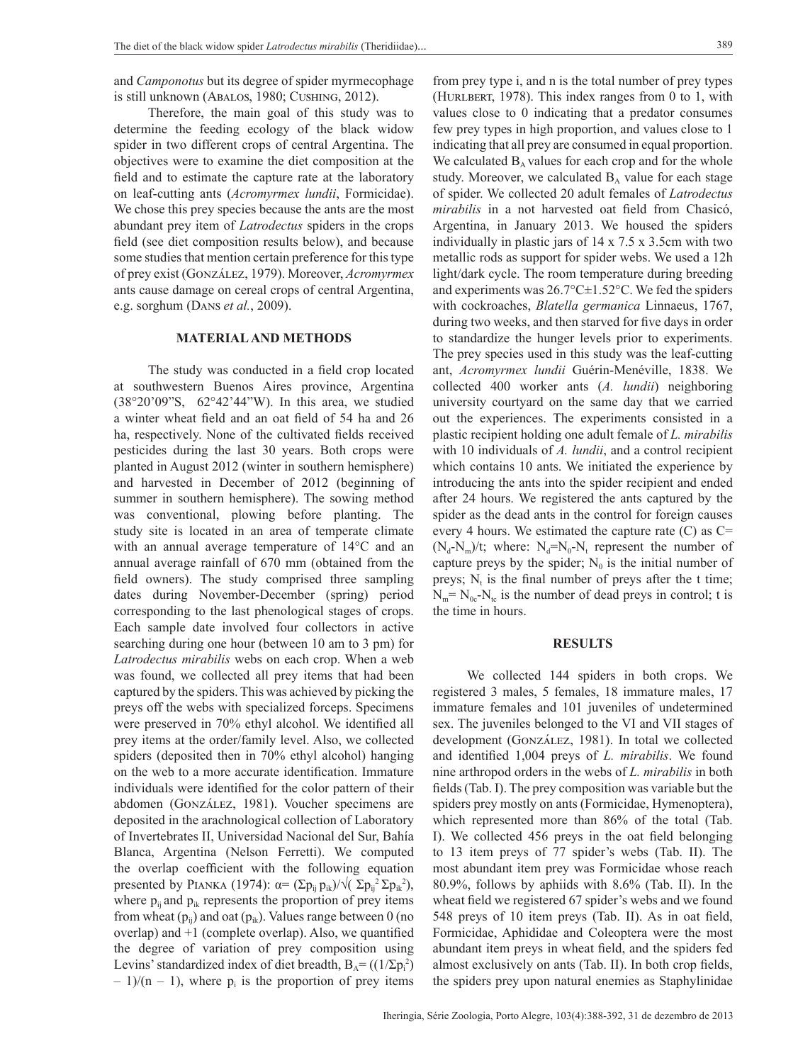and *Camponotus* but its degree of spider myrmecophage is still unknown (Abalos, 1980; Cushing, 2012).

Therefore, the main goal of this study was to determine the feeding ecology of the black widow spider in two different crops of central Argentina. The objectives were to examine the diet composition at the field and to estimate the capture rate at the laboratory on leaf-cutting ants (*Acromyrmex lundii*, Formicidae). We chose this prey species because the ants are the most abundant prey item of *Latrodectus* spiders in the crops field (see diet composition results below), and because some studies that mention certain preference for this type of prey exist (González, 1979). Moreover, *Acromyrmex* ants cause damage on cereal crops of central Argentina, e.g. sorghum (Dans *et al.*, 2009).

## MATERIAL AND METHODS

The study was conducted in a field crop located at southwestern Buenos Aires province, Argentina (38°20'09"S, 62°42'44"W). In this area, we studied a winter wheat field and an oat field of 54 ha and 26 ha, respectively. None of the cultivated fields received pesticides during the last 30 years. Both crops were planted in August 2012 (winter in southern hemisphere) and harvested in December of 2012 (beginning of summer in southern hemisphere). The sowing method was conventional, plowing before planting. The study site is located in an area of temperate climate with an annual average temperature of 14°C and an annual average rainfall of 670 mm (obtained from the field owners). The study comprised three sampling dates during November-December (spring) period corresponding to the last phenological stages of crops. Each sample date involved four collectors in active searching during one hour (between 10 am to 3 pm) for *Latrodectus mirabilis* webs on each crop. When a web was found, we collected all prey items that had been captured by the spiders. This was achieved by picking the preys off the webs with specialized forceps. Specimens were preserved in 70% ethyl alcohol. We identified all prey items at the order/family level. Also, we collected spiders (deposited then in 70% ethyl alcohol) hanging on the web to a more accurate identification. Immature individuals were identified for the color pattern of their abdomen (González, 1981). Voucher specimens are deposited in the arachnological collection of Laboratory of Invertebrates II, Universidad Nacional del Sur, Bahía Blanca, Argentina (Nelson Ferretti). We computed the overlap coefficient with the following equation presented by Pianka (1974): $\alpha = (\Sigma p_{ij}\, p_{ik})/\sqrt{(\Sigma p_{ij}^2\, \Sigma p_{ik}^2)}$, where $p_{ij}$ and $p_{ik}$ represents the proportion of prey items from wheat ($p_{ij}$) and oat ($p_{ik}$). Values range between 0 (no overlap) and +1 (complete overlap). Also, we quantified the degree of variation of prey composition using Levins' standardized index of diet breadth, $B_A = ((1/\Sigma p_i^2) - 1)/(n - 1)$, where $p_i$ is the proportion of prey items from prey type i, and n is the total number of prey types (Hurlbert, 1978). This index ranges from 0 to 1, with values close to 0 indicating that a predator consumes few prey types in high proportion, and values close to 1 indicating that all prey are consumed in equal proportion. We calculated $B_A$ values for each crop and for the whole study. Moreover, we calculated $B_A$ value for each stage of spider. We collected 20 adult females of *Latrodectus mirabilis* in a not harvested oat field from Chasicó, Argentina, in January 2013. We housed the spiders individually in plastic jars of 14 x 7.5 x 3.5cm with two metallic rods as support for spider webs. We used a 12h light/dark cycle. The room temperature during breeding and experiments was 26.7°C±1.52°C. We fed the spiders with cockroaches, *Blatella germanica* Linnaeus, 1767, during two weeks, and then starved for five days in order to standardize the hunger levels prior to experiments. The prey species used in this study was the leaf-cutting ant, *Acromyrmex lundii* Guérin-Menéville, 1838. We collected 400 worker ants (*A. lundii*) neighboring university courtyard on the same day that we carried out the experiences. The experiments consisted in a plastic recipient holding one adult female of *L. mirabilis* with 10 individuals of *A. lundii*, and a control recipient which contains 10 ants. We initiated the experience by introducing the ants into the spider recipient and ended after 24 hours. We registered the ants captured by the spider as the dead ants in the control for foreign causes every 4 hours. We estimated the capture rate (C) as $C = (N_d - N_m)/t$; where: $N_d = N_0 - N_t$ represent the number of capture preys by the spider; $N_0$ is the initial number of preys; $N_t$ is the final number of preys after the t time; $N_m = N_{0c} - N_{tc}$ is the number of dead preys in control; t is the time in hours.

## RESULTS

We collected 144 spiders in both crops. We registered 3 males, 5 females, 18 immature males, 17 immature females and 101 juveniles of undetermined sex. The juveniles belonged to the VI and VII stages of development (González, 1981). In total we collected and identified 1,004 preys of *L. mirabilis*. We found nine arthropod orders in the webs of *L. mirabilis* in both fields (Tab. I). The prey composition was variable but the spiders prey mostly on ants (Formicidae, Hymenoptera), which represented more than 86% of the total (Tab. I). We collected 456 preys in the oat field belonging to 13 item preys of 77 spider's webs (Tab. II). The most abundant item prey was Formicidae whose reach 80.9%, follows by aphiids with 8.6% (Tab. II). In the wheat field we registered 67 spider's webs and we found 548 preys of 10 item preys (Tab. II). As in oat field, Formicidae, Aphididae and Coleoptera were the most abundant item preys in wheat field, and the spiders fed almost exclusively on ants (Tab. II). In both crop fields, the spiders prey upon natural enemies as Staphylinidae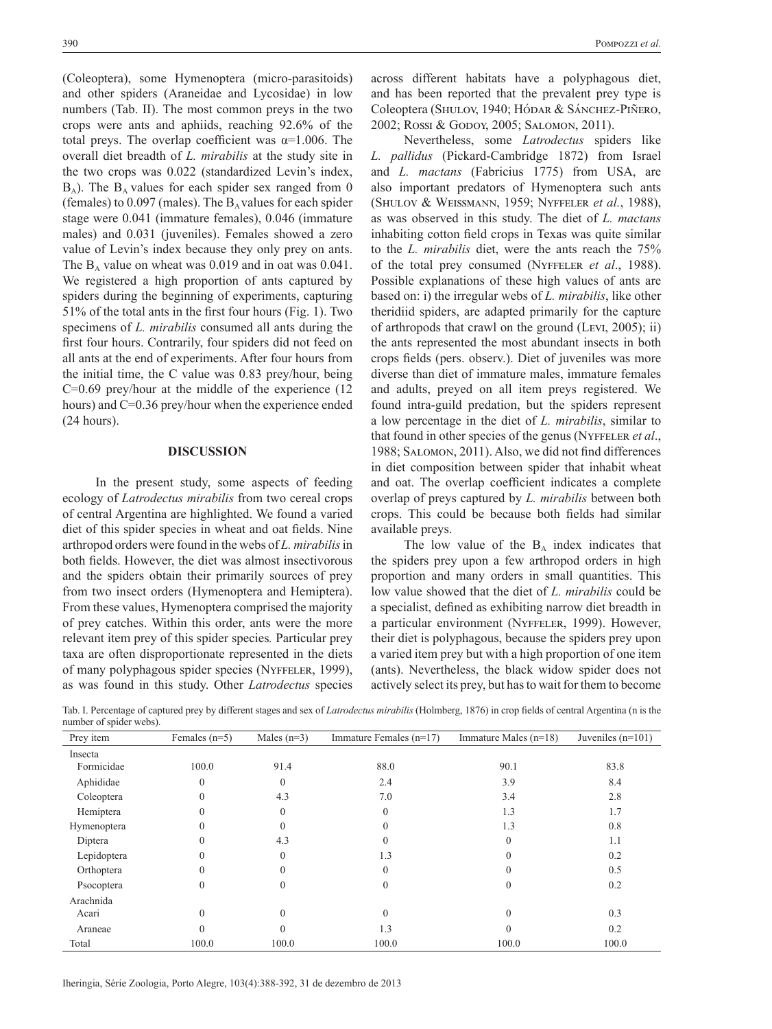(Coleoptera), some Hymenoptera (micro-parasitoids) and other spiders (Araneidae and Lycosidae) in low numbers (Tab. II). The most common preys in the two crops were ants and aphiids, reaching 92.6% of the total preys. The overlap coefficient was α=1.006. The overall diet breadth of *L. mirabilis* at the study site in the two crops was 0.022 (standardized Levin's index, $B_A$). The $B_A$ values for each spider sex ranged from 0 (females) to 0.097 (males). The $B_A$ values for each spider stage were 0.041 (immature females), 0.046 (immature males) and 0.031 (juveniles). Females showed a zero value of Levin's index because they only prey on ants. The $B_A$ value on wheat was 0.019 and in oat was 0.041. We registered a high proportion of ants captured by spiders during the beginning of experiments, capturing 51% of the total ants in the first four hours (Fig. 1). Two specimens of *L. mirabilis* consumed all ants during the first four hours. Contrarily, four spiders did not feed on all ants at the end of experiments. After four hours from the initial time, the C value was 0.83 prey/hour, being C=0.69 prey/hour at the middle of the experience (12 hours) and C=0.36 prey/hour when the experience ended (24 hours).

## DISCUSSION

In the present study, some aspects of feeding ecology of *Latrodectus mirabilis* from two cereal crops of central Argentina are highlighted. We found a varied diet of this spider species in wheat and oat fields. Nine arthropod orders were found in the webs of *L. mirabilis* in both fields. However, the diet was almost insectivorous and the spiders obtain their primarily sources of prey from two insect orders (Hymenoptera and Hemiptera). From these values, Hymenoptera comprised the majority of prey catches. Within this order, ants were the more relevant item prey of this spider species. Particular prey taxa are often disproportionate represented in the diets of many polyphagous spider species (Nyffeler, 1999), as was found in this study. Other *Latrodectus* species across different habitats have a polyphagous diet, and has been reported that the prevalent prey type is Coleoptera (Shulov, 1940; Hódar & Sánchez-Piñero, 2002; Rossi & Godoy, 2005; Salomon, 2011).

Nevertheless, some *Latrodectus* spiders like *L. pallidus* (Pickard-Cambridge 1872) from Israel and *L. mactans* (Fabricius 1775) from USA, are also important predators of Hymenoptera such ants (Shulov & Weissmann, 1959; Nyffeler *et al.*, 1988), as was observed in this study. The diet of *L. mactans* inhabiting cotton field crops in Texas was quite similar to the *L. mirabilis* diet, were the ants reach the 75% of the total prey consumed (Nyffeler *et al.*, 1988). Possible explanations of these high values of ants are based on: i) the irregular webs of *L. mirabilis*, like other theridiid spiders, are adapted primarily for the capture of arthropods that crawl on the ground (Levi, 2005); ii) the ants represented the most abundant insects in both crops fields (pers. observ.). Diet of juveniles was more diverse than diet of immature males, immature females and adults, preyed on all item preys registered. We found intra-guild predation, but the spiders represent a low percentage in the diet of *L. mirabilis*, similar to that found in other species of the genus (Nyffeler *et al.*, 1988; Salomon, 2011). Also, we did not find differences in diet composition between spider that inhabit wheat and oat. The overlap coefficient indicates a complete overlap of preys captured by *L. mirabilis* between both crops. This could be because both fields had similar available preys.

The low value of the $B_A$ index indicates that the spiders prey upon a few arthropod orders in high proportion and many orders in small quantities. This low value showed that the diet of *L. mirabilis* could be a specialist, defined as exhibiting narrow diet breadth in a particular environment (Nyffeler, 1999). However, their diet is polyphagous, because the spiders prey upon a varied item prey but with a high proportion of one item (ants). Nevertheless, the black widow spider does not actively select its prey, but has to wait for them to become

Tab. I. Percentage of captured prey by different stages and sex of *Latrodectus mirabilis* (Holmberg, 1876) in crop fields of central Argentina (n is the number of spider webs).

| Prey item | Females (n=5) | Males (n=3) | Immature Females (n=17) | Immature Males (n=18) | Juveniles (n=101) |
|---|---|---|---|---|---|
| Insecta | | | | | |
| Formicidae | 100.0 | 91.4 | 88.0 | 90.1 | 83.8 |
| Aphididae | 0 | 0 | 2.4 | 3.9 | 8.4 |
| Coleoptera | 0 | 4.3 | 7.0 | 3.4 | 2.8 |
| Hemiptera | 0 | 0 | 0 | 1.3 | 1.7 |
| Hymenoptera | 0 | 0 | 0 | 1.3 | 0.8 |
| Diptera | 0 | 4.3 | 0 | 0 | 1.1 |
| Lepidoptera | 0 | 0 | 1.3 | 0 | 0.2 |
| Orthoptera | 0 | 0 | 0 | 0 | 0.5 |
| Psocoptera | 0 | 0 | 0 | 0 | 0.2 |
| Arachnida | | | | | |
| Acari | 0 | 0 | 0 | 0 | 0.3 |
| Araneae | 0 | 0 | 1.3 | 0 | 0.2 |
| Total | 100.0 | 100.0 | 100.0 | 100.0 | 100.0 |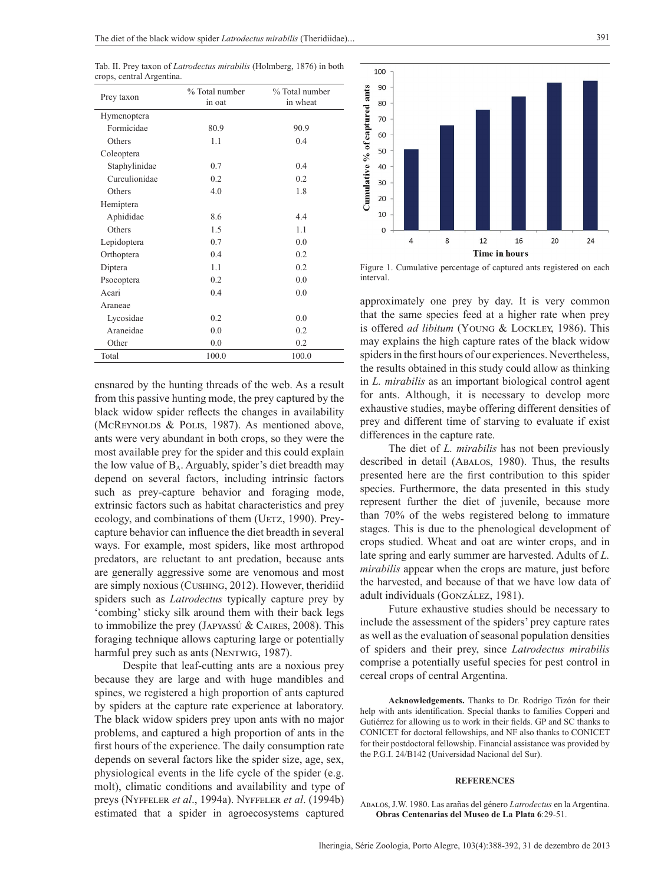Tab. II. Prey taxon of *Latrodectus mirabilis* (Holmberg, 1876) in both crops, central Argentina.

| Prey taxon | % Total number in oat | % Total number in wheat |
|---|---|---|
| Hymenoptera | | |
| Formicidae | 80.9 | 90.9 |
| Others | 1.1 | 0.4 |
| Coleoptera | | |
| Staphylinidae | 0.7 | 0.4 |
| Curculionidae | 0.2 | 0.2 |
| Others | 4.0 | 1.8 |
| Hemiptera | | |
| Aphididae | 8.6 | 4.4 |
| Others | 1.5 | 1.1 |
| Lepidoptera | 0.7 | 0.0 |
| Orthoptera | 0.4 | 0.2 |
| Diptera | 1.1 | 0.2 |
| Psocoptera | 0.2 | 0.0 |
| Acari | 0.4 | 0.0 |
| Araneae | | |
| Lycosidae | 0.2 | 0.0 |
| Araneidae | 0.0 | 0.2 |
| Other | 0.0 | 0.2 |
| Total | 100.0 | 100.0 |

ensnared by the hunting threads of the web. As a result from this passive hunting mode, the prey captured by the black widow spider reflects the changes in availability (McReynolds & Polis, 1987). As mentioned above, ants were very abundant in both crops, so they were the most available prey for the spider and this could explain the low value of $B_A$. Arguably, spider's diet breadth may depend on several factors, including intrinsic factors such as prey-capture behavior and foraging mode, extrinsic factors such as habitat characteristics and prey ecology, and combinations of them (Uetz, 1990). Prey-capture behavior can influence the diet breadth in several ways. For example, most spiders, like most arthropod predators, are reluctant to ant predation, because ants are generally aggressive some are venomous and most are simply noxious (Cushing, 2012). However, theridiid spiders such as *Latrodectus* typically capture prey by 'combing' sticky silk around them with their back legs to immobilize the prey (Japyassú & Caires, 2008). This foraging technique allows capturing large or potentially harmful prey such as ants (Nentwig, 1987).

Despite that leaf-cutting ants are a noxious prey because they are large and with huge mandibles and spines, we registered a high proportion of ants captured by spiders at the capture rate experience at laboratory. The black widow spiders prey upon ants with no major problems, and captured a high proportion of ants in the first hours of the experience. The daily consumption rate depends on several factors like the spider size, age, sex, physiological events in the life cycle of the spider (e.g. molt), climatic conditions and availability and type of preys (Nyffeler *et al*., 1994a). Nyffeler *et al*. (1994b) estimated that a spider in agroecosystems captured

| Time in hours | Cumulative % of captured ants |
|---|---|
| 4 | ~51 |
| 8 | ~66 |
| 12 | ~76 |
| 16 | ~84 |
| 20 | ~93 |
| 24 | ~94 |

Figure 1. Cumulative percentage of captured ants registered on each interval.

approximately one prey by day. It is very common that the same species feed at a higher rate when prey is offered *ad libitum* (Young & Lockley, 1986). This may explains the high capture rates of the black widow spiders in the first hours of our experiences. Nevertheless, the results obtained in this study could allow as thinking in *L. mirabilis* as an important biological control agent for ants. Although, it is necessary to develop more exhaustive studies, maybe offering different densities of prey and different time of starving to evaluate if exist differences in the capture rate.

The diet of *L. mirabilis* has not been previously described in detail (Abalos, 1980). Thus, the results presented here are the first contribution to this spider species. Furthermore, the data presented in this study represent further the diet of juvenile, because more than 70% of the webs registered belong to immature stages. This is due to the phenological development of crops studied. Wheat and oat are winter crops, and in late spring and early summer are harvested. Adults of *L. mirabilis* appear when the crops are mature, just before the harvested, and because of that we have low data of adult individuals (González, 1981).

Future exhaustive studies should be necessary to include the assessment of the spiders' prey capture rates as well as the evaluation of seasonal population densities of spiders and their prey, since *Latrodectus mirabilis* comprise a potentially useful species for pest control in cereal crops of central Argentina.

**Acknowledgements.** Thanks to Dr. Rodrigo Tizón for their help with ants identification. Special thanks to families Copperi and Gutiérrez for allowing us to work in their fields. GP and SC thanks to CONICET for doctoral fellowships, and NF also thanks to CONICET for their postdoctoral fellowship. Financial assistance was provided by the P.G.I. 24/B142 (Universidad Nacional del Sur).

## REFERENCES

Abalos, J.W. 1980. Las arañas del género *Latrodectus* en la Argentina. **Obras Centenarias del Museo de La Plata 6**:29-51.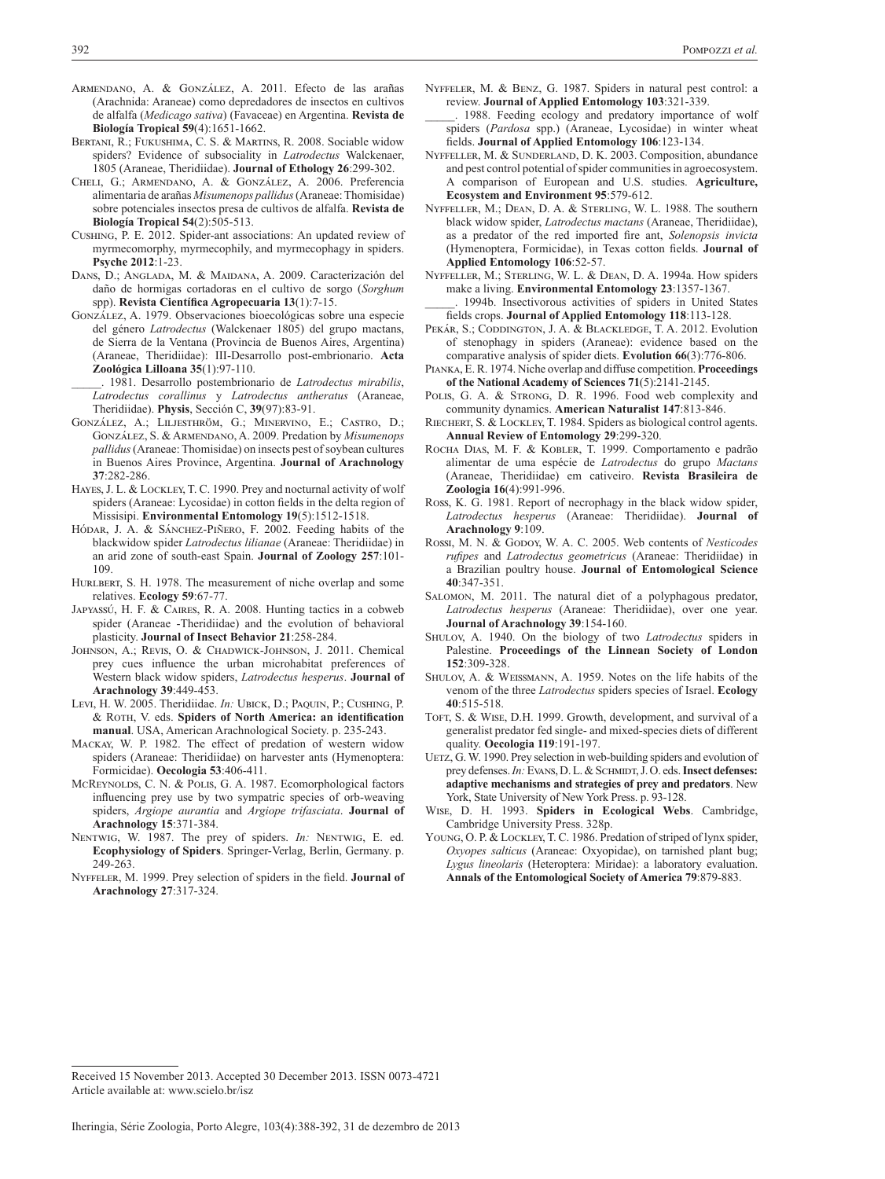Armendano, A. & González, A. 2011. Efecto de las arañas (Arachnida: Araneae) como depredadores de insectos en cultivos de alfalfa (*Medicago sativa*) (Favaceae) en Argentina. **Revista de Biología Tropical 59**(4):1651-1662.

Bertani, R.; Fukushima, C. S. & Martins, R. 2008. Sociable widow spiders? Evidence of subsociality in *Latrodectus* Walckenaer, 1805 (Araneae, Theridiidae). **Journal of Ethology 26**:299-302.

Cheli, G.; Armendano, A. & González, A. 2006. Preferencia alimentaria de arañas *Misumenops pallidus* (Araneae: Thomisidae) sobre potenciales insectos presa de cultivos de alfalfa. **Revista de Biología Tropical 54**(2):505-513.

Cushing, P. E. 2012. Spider-ant associations: An updated review of myrmecomorphy, myrmecophily, and myrmecophagy in spiders. **Psyche 2012**:1-23.

Dans, D.; Anglada, M. & Maidana, A. 2009. Caracterización del daño de hormigas cortadoras en el cultivo de sorgo (*Sorghum* spp). **Revista Científica Agropecuaria 13**(1):7-15.

González, A. 1979. Observaciones bioecológicas sobre una especie del género *Latrodectus* (Walckenaer 1805) del grupo mactans, de Sierra de la Ventana (Provincia de Buenos Aires, Argentina) (Araneae, Theridiidae): III-Desarrollo post-embrionario. **Acta Zoológica Lilloana 35**(1):97-110.

_____. 1981. Desarrollo postembrionario de *Latrodectus mirabilis*, *Latrodectus corallinus* y *Latrodectus antheratus* (Araneae, Theridiidae). **Physis**, Sección C, **39**(97):83-91.

González, A.; Liljesthröm, G.; Minervino, E.; Castro, D.; González, S. & Armendano, A. 2009. Predation by *Misumenops pallidus* (Araneae: Thomisidae) on insects pest of soybean cultures in Buenos Aires Province, Argentina. **Journal of Arachnology 37**:282-286.

Hayes, J. L. & Lockley, T. C. 1990. Prey and nocturnal activity of wolf spiders (Araneae: Lycosidae) in cotton fields in the delta region of Missisipi. **Environmental Entomology 19**(5):1512-1518.

Hódar, J. A. & Sánchez-Piñero, F. 2002. Feeding habits of the blackwidow spider *Latrodectus lilianae* (Araneae: Theridiidae) in an arid zone of south-east Spain. **Journal of Zoology 257**:101-109.

Hurlbert, S. H. 1978. The measurement of niche overlap and some relatives. **Ecology 59**:67-77.

Japyassú, H. F. & Caires, R. A. 2008. Hunting tactics in a cobweb spider (Araneae -Theridiidae) and the evolution of behavioral plasticity. **Journal of Insect Behavior 21**:258-284.

Johnson, A.; Revis, O. & Chadwick-Johnson, J. 2011. Chemical prey cues influence the urban microhabitat preferences of Western black widow spiders, *Latrodectus hesperus*. **Journal of Arachnology 39**:449-453.

Levi, H. W. 2005. Theridiidae. *In:* Ubick, D.; Paquin, P.; Cushing, P. & Roth, V. eds. **Spiders of North America: an identification manual**. USA, American Arachnological Society. p. 235-243.

Mackay, W. P. 1982. The effect of predation of western widow spiders (Araneae: Theridiidae) on harvester ants (Hymenoptera: Formicidae). **Oecologia 53**:406-411.

McReynolds, C. N. & Polis, G. A. 1987. Ecomorphological factors influencing prey use by two sympatric species of orb-weaving spiders, *Argiope aurantia* and *Argiope trifasciata*. **Journal of Arachnology 15**:371-384.

Nentwig, W. 1987. The prey of spiders. *In:* Nentwig, E. ed. **Ecophysiology of Spiders**. Springer-Verlag, Berlin, Germany. p. 249-263.

Nyffeler, M. 1999. Prey selection of spiders in the field. **Journal of Arachnology 27**:317-324.

Nyffeler, M. & Benz, G. 1987. Spiders in natural pest control: a review. **Journal of Applied Entomology 103**:321-339.

_____. 1988. Feeding ecology and predatory importance of wolf spiders (*Pardosa* spp.) (Araneae, Lycosidae) in winter wheat fields. **Journal of Applied Entomology 106**:123-134.

Nyffeller, M. & Sunderland, D. K. 2003. Composition, abundance and pest control potential of spider communities in agroecosystem. A comparison of European and U.S. studies. **Agriculture, Ecosystem and Environment 95**:579-612.

Nyffeller, M.; Dean, D. A. & Sterling, W. L. 1988. The southern black widow spider, *Latrodectus mactans* (Araneae, Theridiidae), as a predator of the red imported fire ant, *Solenopsis invicta* (Hymenoptera, Formicidae), in Texas cotton fields. **Journal of Applied Entomology 106**:52-57.

Nyffeller, M.; Sterling, W. L. & Dean, D. A. 1994a. How spiders make a living. **Environmental Entomology 23**:1357-1367.

_____. 1994b. Insectivorous activities of spiders in United States fields crops. **Journal of Applied Entomology 118**:113-128.

Pekár, S.; Coddington, J. A. & Blackledge, T. A. 2012. Evolution of stenophagy in spiders (Araneae): evidence based on the comparative analysis of spider diets. **Evolution 66**(3):776-806.

Pianka, E. R. 1974. Niche overlap and diffuse competition. **Proceedings of the National Academy of Sciences 71**(5):2141-2145.

Polis, G. A. & Strong, D. R. 1996. Food web complexity and community dynamics. **American Naturalist 147**:813-846.

Riechert, S. & Lockley, T. 1984. Spiders as biological control agents. **Annual Review of Entomology 29**:299-320.

Rocha Dias, M. F. & Kobler, T. 1999. Comportamento e padrão alimentar de uma espécie de *Latrodectus* do grupo *Mactans* (Araneae, Theridiidae) em cativeiro. **Revista Brasileira de Zoologia 16**(4):991-996.

Ross, K. G. 1981. Report of necrophagy in the black widow spider, *Latrodectus hesperus* (Araneae: Theridiidae). **Journal of Arachnology 9**:109.

Rossi, M. N. & Godoy, W. A. C. 2005. Web contents of *Nesticodes rufipes* and *Latrodectus geometricus* (Araneae: Theridiidae) in a Brazilian poultry house. **Journal of Entomological Science 40**:347-351.

Salomon, M. 2011. The natural diet of a polyphagous predator, *Latrodectus hesperus* (Araneae: Theridiidae), over one year. **Journal of Arachnology 39**:154-160.

Shulov, A. 1940. On the biology of two *Latrodectus* spiders in Palestine. **Proceedings of the Linnean Society of London 152**:309-328.

Shulov, A. & Weissmann, A. 1959. Notes on the life habits of the venom of the three *Latrodectus* spiders species of Israel. **Ecology 40**:515-518.

Toft, S. & Wise, D.H. 1999. Growth, development, and survival of a generalist predator fed single- and mixed-species diets of different quality. **Oecologia 119**:191-197.

Uetz, G. W. 1990. Prey selection in web-building spiders and evolution of prey defenses. *In:* Evans, D. L. & Schmidt, J. O. eds. **Insect defenses: adaptive mechanisms and strategies of prey and predators**. New York, State University of New York Press. p. 93-128.

Wise, D. H. 1993. **Spiders in Ecological Webs**. Cambridge, Cambridge University Press. 328p.

Young, O. P. & Lockley, T. C. 1986. Predation of striped of lynx spider, *Oxyopes salticus* (Araneae: Oxyopidae), on tarnished plant bug; *Lygus lineolaris* (Heteroptera: Miridae): a laboratory evaluation. **Annals of the Entomological Society of America 79**:879-883.

Received 15 November 2013. Accepted 30 December 2013. ISSN 0073-4721
Article available at: www.scielo.br/isz